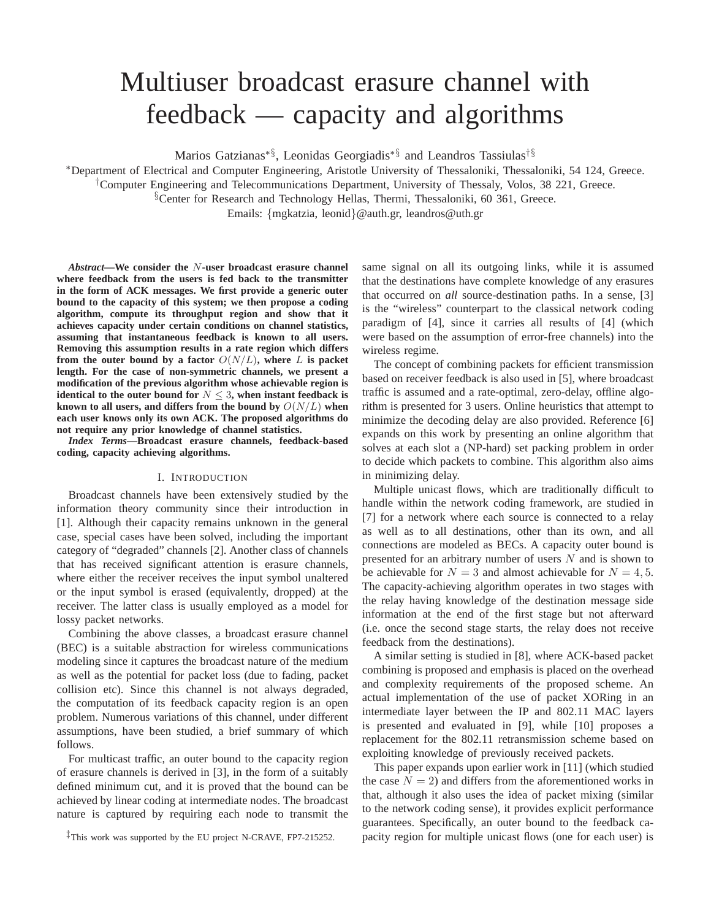# Multiuser broadcast erasure channel with feedback — capacity and algorithms

Marios Gatzianas[*§], Leonidas Georgiadis[*§] and Leandros Tassiulas[†§]

[*]Department of Electrical and Computer Engineering, Aristotle University of Thessaloniki, Thessaloniki, 54 124, Greece.
[†]Computer Engineering and Telecommunications Department, University of Thessaly, Volos, 38 221, Greece.
[§]Center for Research and Technology Hellas, Thermi, Thessaloniki, 60 361, Greece.
Emails: {mgkatzia, leonid}@auth.gr, leandros@uth.gr

***Abstract*—We consider the $N$-user broadcast erasure channel where feedback from the users is fed back to the transmitter in the form of ACK messages. We first provide a generic outer bound to the capacity of this system; we then propose a coding algorithm, compute its throughput region and show that it achieves capacity under certain conditions on channel statistics, assuming that instantaneous feedback is known to all users. Removing this assumption results in a rate region which differs from the outer bound by a factor $O(N/L)$, where $L$ is packet length. For the case of non-symmetric channels, we present a modification of the previous algorithm whose achievable region is identical to the outer bound for $N \leq 3$, when instant feedback is known to all users, and differs from the bound by $O(N/L)$ when each user knows only its own ACK. The proposed algorithms do not require any prior knowledge of channel statistics.**

***Index Terms*—Broadcast erasure channels, feedback-based coding, capacity achieving algorithms.**

## I. Introduction

Broadcast channels have been extensively studied by the information theory community since their introduction in [1]. Although their capacity remains unknown in the general case, special cases have been solved, including the important category of "degraded" channels [2]. Another class of channels that has received significant attention is erasure channels, where either the receiver receives the input symbol unaltered or the input symbol is erased (equivalently, dropped) at the receiver. The latter class is usually employed as a model for lossy packet networks.

Combining the above classes, a broadcast erasure channel (BEC) is a suitable abstraction for wireless communications modeling since it captures the broadcast nature of the medium as well as the potential for packet loss (due to fading, packet collision etc). Since this channel is not always degraded, the computation of its feedback capacity region is an open problem. Numerous variations of this channel, under different assumptions, have been studied, a brief summary of which follows.

For multicast traffic, an outer bound to the capacity region of erasure channels is derived in [3], in the form of a suitably defined minimum cut, and it is proved that the bound can be achieved by linear coding at intermediate nodes. The broadcast nature is captured by requiring each node to transmit the same signal on all its outgoing links, while it is assumed that the destinations have complete knowledge of any erasures that occurred on *all* source-destination paths. In a sense, [3] is the "wireless" counterpart to the classical network coding paradigm of [4], since it carries all results of [4] (which were based on the assumption of error-free channels) into the wireless regime.

The concept of combining packets for efficient transmission based on receiver feedback is also used in [5], where broadcast traffic is assumed and a rate-optimal, zero-delay, offline algorithm is presented for 3 users. Online heuristics that attempt to minimize the decoding delay are also provided. Reference [6] expands on this work by presenting an online algorithm that solves at each slot a (NP-hard) set packing problem in order to decide which packets to combine. This algorithm also aims in minimizing delay.

Multiple unicast flows, which are traditionally difficult to handle within the network coding framework, are studied in [7] for a network where each source is connected to a relay as well as to all destinations, other than its own, and all connections are modeled as BECs. A capacity outer bound is presented for an arbitrary number of users $N$ and is shown to be achievable for $N = 3$ and almost achievable for $N = 4, 5$. The capacity-achieving algorithm operates in two stages with the relay having knowledge of the destination message side information at the end of the first stage but not afterward (i.e. once the second stage starts, the relay does not receive feedback from the destinations).

A similar setting is studied in [8], where ACK-based packet combining is proposed and emphasis is placed on the overhead and complexity requirements of the proposed scheme. An actual implementation of the use of packet XORing in an intermediate layer between the IP and 802.11 MAC layers is presented and evaluated in [9], while [10] proposes a replacement for the 802.11 retransmission scheme based on exploiting knowledge of previously received packets.

This paper expands upon earlier work in [11] (which studied the case $N = 2$) and differs from the aforementioned works in that, although it also uses the idea of packet mixing (similar to the network coding sense), it provides explicit performance guarantees. Specifically, an outer bound to the feedback capacity region for multiple unicast flows (one for each user) is

[‡]This work was supported by the EU project N-CRAVE, FP7-215252.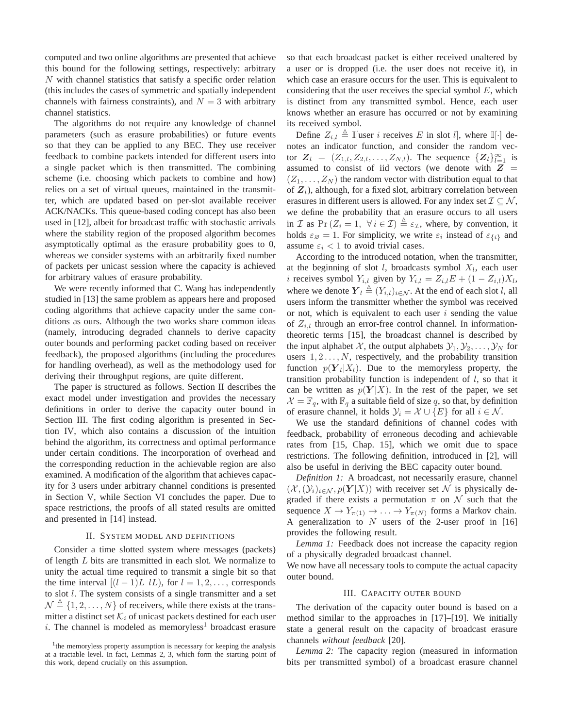computed and two online algorithms are presented that achieve this bound for the following settings, respectively: arbitrary $N$ with channel statistics that satisfy a specific order relation (this includes the cases of symmetric and spatially independent channels with fairness constraints), and $N = 3$ with arbitrary channel statistics.

The algorithms do not require any knowledge of channel parameters (such as erasure probabilities) or future events so that they can be applied to any BEC. They use receiver feedback to combine packets intended for different users into a single packet which is then transmitted. The combining scheme (i.e. choosing which packets to combine and how) relies on a set of virtual queues, maintained in the transmitter, which are updated based on per-slot available receiver ACK/NACKs. This queue-based coding concept has also been used in [12], albeit for broadcast traffic with stochastic arrivals where the stability region of the proposed algorithm becomes asymptotically optimal as the erasure probability goes to 0, whereas we consider systems with an arbitrarily fixed number of packets per unicast session where the capacity is achieved for arbitrary values of erasure probability.

We were recently informed that C. Wang has independently studied in [13] the same problem as appears here and proposed coding algorithms that achieve capacity under the same conditions as ours. Although the two works share common ideas (namely, introducing degraded channels to derive capacity outer bounds and performing packet coding based on receiver feedback), the proposed algorithms (including the procedures for handling overhead), as well as the methodology used for deriving their throughput regions, are quite different.

The paper is structured as follows. Section II describes the exact model under investigation and provides the necessary definitions in order to derive the capacity outer bound in Section III. The first coding algorithm is presented in Section IV, which also contains a discussion of the intuition behind the algorithm, its correctness and optimal performance under certain conditions. The incorporation of overhead and the corresponding reduction in the achievable region are also examined. A modification of the algorithm that achieves capacity for 3 users under arbitrary channel conditions is presented in Section V, while Section VI concludes the paper. Due to space restrictions, the proofs of all stated results are omitted and presented in [14] instead.

## II. System model and definitions

Consider a time slotted system where messages (packets) of length $L$ bits are transmitted in each slot. We normalize to unity the actual time required to transmit a single bit so that the time interval $[(l-1)L \;\; lL)$, for $l = 1, 2, \ldots$, corresponds to slot $l$. The system consists of a single transmitter and a set $\mathcal{N} \triangleq \{1, 2, \ldots, N\}$ of receivers, while there exists at the transmitter a distinct set $\mathcal{K}_i$ of unicast packets destined for each user $i$. The channel is modeled as memoryless[1] broadcast erasure so that each broadcast packet is either received unaltered by a user or is dropped (i.e. the user does not receive it), in which case an erasure occurs for the user. This is equivalent to considering that the user receives the special symbol $E$, which is distinct from any transmitted symbol. Hence, each user knows whether an erasure has occurred or not by examining its received symbol.

[1] the memoryless property assumption is necessary for keeping the analysis at a tractable level. In fact, Lemmas 2, 3, which form the starting point of this work, depend crucially on this assumption.

Define $Z_{i,l} \triangleq \mathbb{I}[\text{user } i \text{ receives } E \text{ in slot } l]$, where $\mathbb{I}[\cdot]$ denotes an indicator function, and consider the random vector $\boldsymbol{Z}_l = (Z_{1,l}, Z_{2,l}, \ldots, Z_{N,l})$. The sequence $\{\boldsymbol{Z}_l\}_{l=1}^{\infty}$ is assumed to consist of iid vectors (we denote with $\boldsymbol{Z} = (Z_1, \ldots, Z_N)$ the random vector with distribution equal to that of $\boldsymbol{Z}_l$), although, for a fixed slot, arbitrary correlation between erasures in different users is allowed. For any index set $\mathcal{I} \subseteq \mathcal{N}$, we define the probability that an erasure occurs to all users in $\mathcal{I}$ as $\Pr(Z_i = 1, \;\forall\, i \in \mathcal{I}) \triangleq \varepsilon_{\mathcal{I}}$, where, by convention, it holds $\varepsilon_{\varnothing} = 1$. For simplicity, we write $\varepsilon_i$ instead of $\varepsilon_{\{i\}}$ and assume $\varepsilon_i < 1$ to avoid trivial cases.

According to the introduced notation, when the transmitter, at the beginning of slot $l$, broadcasts symbol $X_l$, each user $i$ receives symbol $Y_{i,l}$ given by $Y_{i,l} = Z_{i,l}E + (1 - Z_{i,l})X_l$, where we denote $\boldsymbol{Y}_l \triangleq (Y_{i,l})_{i \in \mathcal{N}}$. At the end of each slot $l$, all users inform the transmitter whether the symbol was received or not, which is equivalent to each user $i$ sending the value of $Z_{i,l}$ through an error-free control channel. In information-theoretic terms [15], the broadcast channel is described by the input alphabet $\mathcal{X}$, the output alphabets $\mathcal{Y}_1, \mathcal{Y}_2, \ldots, \mathcal{Y}_N$ for users $1, 2 \ldots, N$, respectively, and the probability transition function $p(\boldsymbol{Y}_l|X_l)$. Due to the memoryless property, the transition probability function is independent of $l$, so that it can be written as $p(\boldsymbol{Y}|X)$. In the rest of the paper, we set $\mathcal{X} = \mathbb{F}_q$, with $\mathbb{F}_q$ a suitable field of size $q$, so that, by definition of erasure channel, it holds $\mathcal{Y}_i = \mathcal{X} \cup \{E\}$ for all $i \in \mathcal{N}$.

We use the standard definitions of channel codes with feedback, probability of erroneous decoding and achievable rates from [15, Chap. 15], which we omit due to space restrictions. The following definition, introduced in [2], will also be useful in deriving the BEC capacity outer bound.

*Definition 1:* A broadcast, not necessarily erasure, channel $(\mathcal{X}, (\mathcal{Y}_i)_{i \in \mathcal{N}}, p(\boldsymbol{Y}|X))$ with receiver set $\mathcal{N}$ is physically degraded if there exists a permutation $\pi$ on $\mathcal{N}$ such that the sequence $X \to Y_{\pi(1)} \to \ldots \to Y_{\pi(N)}$ forms a Markov chain. A generalization to $N$ users of the 2-user proof in [16] provides the following result.

*Lemma 1:* Feedback does not increase the capacity region of a physically degraded broadcast channel.

We now have all necessary tools to compute the actual capacity outer bound.

## III. Capacity outer bound

The derivation of the capacity outer bound is based on a method similar to the approaches in [17]–[19]. We initially state a general result on the capacity of broadcast erasure channels *without feedback* [20].

*Lemma 2:* The capacity region (measured in information bits per transmitted symbol) of a broadcast erasure channel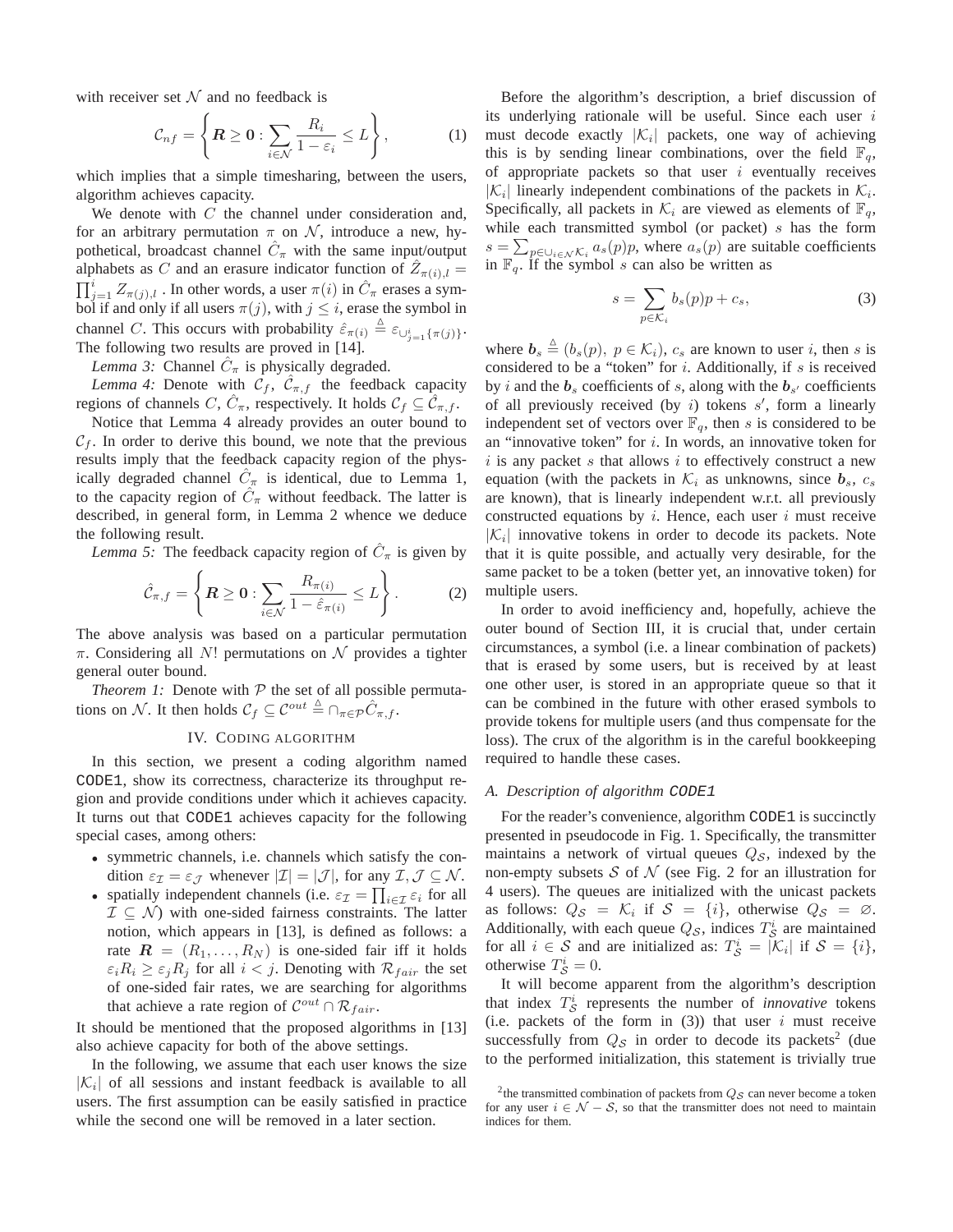with receiver set $\mathcal{N}$ and no feedback is

$$\mathcal{C}_{nf} = \left\{ \boldsymbol{R} \geq \boldsymbol{0} : \sum_{i \in \mathcal{N}} \frac{R_i}{1 - \varepsilon_i} \leq L \right\}, \tag{1}$$

which implies that a simple timesharing, between the users, algorithm achieves capacity.

We denote with $C$ the channel under consideration and, for an arbitrary permutation $\pi$ on $\mathcal{N}$, introduce a new, hypothetical, broadcast channel $\hat{C}_\pi$ with the same input/output alphabets as $C$ and an erasure indicator function of $\hat{Z}_{\pi(i),l} = \prod_{j=1}^{i} Z_{\pi(j),l}$ . In other words, a user $\pi(i)$ in $\hat{C}_\pi$ erases a symbol if and only if all users $\pi(j)$, with $j \leq i$, erase the symbol in channel $C$. This occurs with probability $\hat{\varepsilon}_{\pi(i)} \triangleq \varepsilon_{\cup_{j=1}^{i}\{\pi(j)\}}$. The following two results are proved in [14].

*Lemma 3:* Channel $\hat{C}_\pi$ is physically degraded.

*Lemma 4:* Denote with $\mathcal{C}_f$, $\hat{\mathcal{C}}_{\pi,f}$ the feedback capacity regions of channels $C$, $\hat{C}_\pi$, respectively. It holds $\mathcal{C}_f \subseteq \hat{\mathcal{C}}_{\pi,f}$.

Notice that Lemma 4 already provides an outer bound to $\mathcal{C}_f$. In order to derive this bound, we note that the previous results imply that the feedback capacity region of the physically degraded channel $\hat{C}_\pi$ is identical, due to Lemma 1, to the capacity region of $\hat{C}_\pi$ without feedback. The latter is described, in general form, in Lemma 2 whence we deduce the following result.

*Lemma 5:* The feedback capacity region of $\hat{C}_\pi$ is given by

$$\hat{\mathcal{C}}_{\pi,f} = \left\{ \boldsymbol{R} \geq \boldsymbol{0} : \sum_{i \in \mathcal{N}} \frac{R_{\pi(i)}}{1 - \hat{\varepsilon}_{\pi(i)}} \leq L \right\}. \tag{2}$$

The above analysis was based on a particular permutation $\pi$. Considering all $N!$ permutations on $\mathcal{N}$ provides a tighter general outer bound.

*Theorem 1:* Denote with $\mathcal{P}$ the set of all possible permutations on $\mathcal{N}$. It then holds $\mathcal{C}_f \subseteq \mathcal{C}^{out} \triangleq \cap_{\pi \in \mathcal{P}} \hat{\mathcal{C}}_{\pi,f}$.

## IV. Coding algorithm

In this section, we present a coding algorithm named CODE1, show its correctness, characterize its throughput region and provide conditions under which it achieves capacity. It turns out that CODE1 achieves capacity for the following special cases, among others:

- symmetric channels, i.e. channels which satisfy the condition $\varepsilon_{\mathcal{I}} = \varepsilon_{\mathcal{J}}$ whenever $|\mathcal{I}| = |\mathcal{J}|$, for any $\mathcal{I}, \mathcal{J} \subseteq \mathcal{N}$.
- spatially independent channels (i.e. $\varepsilon_{\mathcal{I}} = \prod_{i \in \mathcal{I}} \varepsilon_i$ for all $\mathcal{I} \subseteq \mathcal{N}$) with one-sided fairness constraints. The latter notion, which appears in [13], is defined as follows: a rate $\boldsymbol{R} = (R_1, \ldots, R_N)$ is one-sided fair iff it holds $\varepsilon_i R_i \geq \varepsilon_j R_j$ for all $i < j$. Denoting with $\mathcal{R}_{fair}$ the set of one-sided fair rates, we are searching for algorithms that achieve a rate region of $\mathcal{C}^{out} \cap \mathcal{R}_{fair}$.

It should be mentioned that the proposed algorithms in [13] also achieve capacity for both of the above settings.

In the following, we assume that each user knows the size $|\mathcal{K}_i|$ of all sessions and instant feedback is available to all users. The first assumption can be easily satisfied in practice while the second one will be removed in a later section.

Before the algorithm's description, a brief discussion of its underlying rationale will be useful. Since each user $i$ must decode exactly $|\mathcal{K}_i|$ packets, one way of achieving this is by sending linear combinations, over the field $\mathbb{F}_q$, of appropriate packets so that user $i$ eventually receives $|\mathcal{K}_i|$ linearly independent combinations of the packets in $\mathcal{K}_i$. Specifically, all packets in $\mathcal{K}_i$ are viewed as elements of $\mathbb{F}_q$, while each transmitted symbol (or packet) $s$ has the form $s = \sum_{p \in \cup_{i \in \mathcal{N}} \mathcal{K}_i} a_s(p)p$, where $a_s(p)$ are suitable coefficients in $\mathbb{F}_q$. If the symbol $s$ can also be written as

$$s = \sum_{p \in \mathcal{K}_i} b_s(p)p + c_s, \tag{3}$$

where $\boldsymbol{b}_s \triangleq (b_s(p),\ p \in \mathcal{K}_i)$, $c_s$ are known to user $i$, then $s$ is considered to be a "token" for $i$. Additionally, if $s$ is received by $i$ and the $\boldsymbol{b}_s$ coefficients of $s$, along with the $\boldsymbol{b}_{s'}$ coefficients of all previously received (by $i$) tokens $s'$, form a linearly independent set of vectors over $\mathbb{F}_q$, then $s$ is considered to be an "innovative token" for $i$. In words, an innovative token for $i$ is any packet $s$ that allows $i$ to effectively construct a new equation (with the packets in $\mathcal{K}_i$ as unknowns, since $\boldsymbol{b}_s$, $c_s$ are known), that is linearly independent w.r.t. all previously constructed equations by $i$. Hence, each user $i$ must receive $|\mathcal{K}_i|$ innovative tokens in order to decode its packets. Note that it is quite possible, and actually very desirable, for the same packet to be a token (better yet, an innovative token) for multiple users.

In order to avoid inefficiency and, hopefully, achieve the outer bound of Section III, it is crucial that, under certain circumstances, a symbol (i.e. a linear combination of packets) that is erased by some users, but is received by at least one other user, is stored in an appropriate queue so that it can be combined in the future with other erased symbols to provide tokens for multiple users (and thus compensate for the loss). The crux of the algorithm is in the careful bookkeeping required to handle these cases.

### A. Description of algorithm CODE1

For the reader's convenience, algorithm CODE1 is succinctly presented in pseudocode in Fig. 1. Specifically, the transmitter maintains a network of virtual queues $Q_{\mathcal{S}}$, indexed by the non-empty subsets $\mathcal{S}$ of $\mathcal{N}$ (see Fig. 2 for an illustration for 4 users). The queues are initialized with the unicast packets as follows: $Q_{\mathcal{S}} = \mathcal{K}_i$ if $\mathcal{S} = \{i\}$, otherwise $Q_{\mathcal{S}} = \varnothing$. Additionally, with each queue $Q_{\mathcal{S}}$, indices $T_{\mathcal{S}}^i$ are maintained for all $i \in \mathcal{S}$ and are initialized as: $T_{\mathcal{S}}^i = |\mathcal{K}_i|$ if $\mathcal{S} = \{i\}$, otherwise $T_{\mathcal{S}}^i = 0$.

It will become apparent from the algorithm's description that index $T_{\mathcal{S}}^i$ represents the number of *innovative* tokens (i.e. packets of the form in (3)) that user $i$ must receive successfully from $Q_{\mathcal{S}}$ in order to decode its packets[2] (due to the performed initialization, this statement is trivially true

[2] the transmitted combination of packets from $Q_{\mathcal{S}}$ can never become a token for any user $i \in \mathcal{N} - \mathcal{S}$, so that the transmitter does not need to maintain indices for them.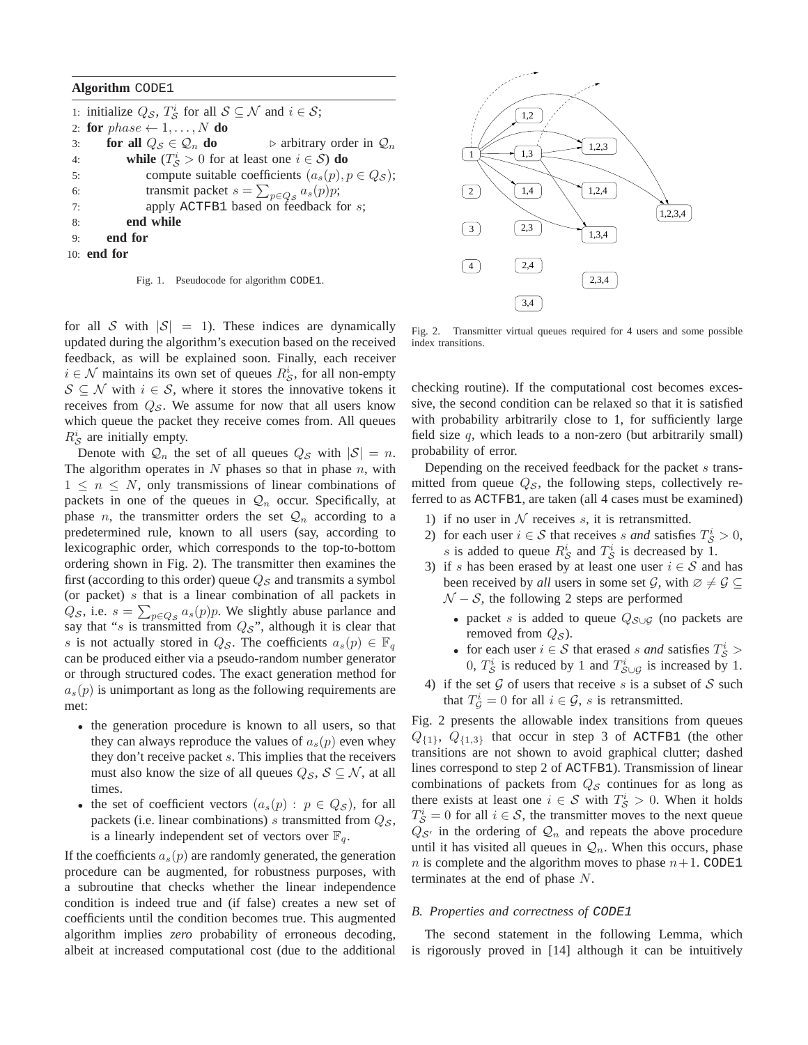**Algorithm** CODE1

```
1: initialize Q_S, T^i_S for all S ⊆ N and i ∈ S;
2: for phase ← 1, ..., N do
3:     for all Q_S ∈ Q_n do                ▷ arbitrary order in Q_n
4:         while (T^i_S > 0 for at least one i ∈ S) do
5:             compute suitable coefficients (a_s(p), p ∈ Q_S);
6:             transmit packet s = Σ_{p∈Q_S} a_s(p)p;
7:             apply ACTFB1 based on feedback for s;
8:         end while
9:     end for
10: end for
```

Fig. 1. Pseudocode for algorithm CODE1.

for all $\mathcal{S}$ with $|\mathcal{S}| = 1$). These indices are dynamically updated during the algorithm's execution based on the received feedback, as will be explained soon. Finally, each receiver $i \in \mathcal{N}$ maintains its own set of queues $R^i_{\mathcal{S}}$, for all non-empty $\mathcal{S} \subseteq \mathcal{N}$ with $i \in \mathcal{S}$, where it stores the innovative tokens it receives from $Q_{\mathcal{S}}$. We assume for now that all users know which queue the packet they receive comes from. All queues $R^i_{\mathcal{S}}$ are initially empty.

Denote with $\mathcal{Q}_n$ the set of all queues $Q_{\mathcal{S}}$ with $|\mathcal{S}| = n$. The algorithm operates in $N$ phases so that in phase $n$, with $1 \leq n \leq N$, only transmissions of linear combinations of packets in one of the queues in $\mathcal{Q}_n$ occur. Specifically, at phase $n$, the transmitter orders the set $\mathcal{Q}_n$ according to a predetermined rule, known to all users (say, according to lexicographic order, which corresponds to the top-to-bottom ordering shown in Fig. 2). The transmitter then examines the first (according to this order) queue $Q_{\mathcal{S}}$ and transmits a symbol (or packet) $s$ that is a linear combination of all packets in $Q_{\mathcal{S}}$, i.e. $s = \sum_{p \in Q_{\mathcal{S}}} a_s(p)p$. We slightly abuse parlance and say that "$s$ is transmitted from $Q_{\mathcal{S}}$", although it is clear that $s$ is not actually stored in $Q_{\mathcal{S}}$. The coefficients $a_s(p) \in \mathbb{F}_q$ can be produced either via a pseudo-random number generator or through structured codes. The exact generation method for $a_s(p)$ is unimportant as long as the following requirements are met:

- the generation procedure is known to all users, so that they can always reproduce the values of $a_s(p)$ even whey they don't receive packet $s$. This implies that the receivers must also know the size of all queues $Q_{\mathcal{S}}$, $\mathcal{S} \subseteq \mathcal{N}$, at all times.
- the set of coefficient vectors $(a_s(p) : p \in Q_{\mathcal{S}})$, for all packets (i.e. linear combinations) $s$ transmitted from $Q_{\mathcal{S}}$, is a linearly independent set of vectors over $\mathbb{F}_q$.

If the coefficients $a_s(p)$ are randomly generated, the generation procedure can be augmented, for robustness purposes, with a subroutine that checks whether the linear independence condition is indeed true and (if false) creates a new set of coefficients until the condition becomes true. This augmented algorithm implies *zero* probability of erroneous decoding, albeit at increased computational cost (due to the additional checking routine). If the computational cost becomes excessive, the second condition can be relaxed so that it is satisfied with probability arbitrarily close to 1, for sufficiently large field size $q$, which leads to a non-zero (but arbitrarily small) probability of error.

Fig. 2. Transmitter virtual queues required for 4 users and some possible index transitions.

Depending on the received feedback for the packet $s$ transmitted from queue $Q_{\mathcal{S}}$, the following steps, collectively referred to as ACTFB1, are taken (all 4 cases must be examined)

1) if no user in $\mathcal{N}$ receives $s$, it is retransmitted.
2) for each user $i \in \mathcal{S}$ that receives $s$ *and* satisfies $T^i_{\mathcal{S}} > 0$, $s$ is added to queue $R^i_{\mathcal{S}}$ and $T^i_{\mathcal{S}}$ is decreased by 1.
3) if $s$ has been erased by at least one user $i \in \mathcal{S}$ and has been received by *all* users in some set $\mathcal{G}$, with $\varnothing \neq \mathcal{G} \subseteq \mathcal{N} - \mathcal{S}$, the following 2 steps are performed
   - packet $s$ is added to queue $Q_{\mathcal{S}\cup\mathcal{G}}$ (no packets are removed from $Q_{\mathcal{S}}$).
   - for each user $i \in \mathcal{S}$ that erased $s$ *and* satisfies $T^i_{\mathcal{S}} > 0$, $T^i_{\mathcal{S}}$ is reduced by 1 and $T^i_{\mathcal{S}\cup\mathcal{G}}$ is increased by 1.
4) if the set $\mathcal{G}$ of users that receive $s$ is a subset of $\mathcal{S}$ such that $T^i_{\mathcal{G}} = 0$ for all $i \in \mathcal{G}$, $s$ is retransmitted.

Fig. 2 presents the allowable index transitions from queues $Q_{\{1\}}$, $Q_{\{1,3\}}$ that occur in step 3 of ACTFB1 (the other transitions are not shown to avoid graphical clutter; dashed lines correspond to step 2 of ACTFB1). Transmission of linear combinations of packets from $Q_{\mathcal{S}}$ continues for as long as there exists at least one $i \in \mathcal{S}$ with $T^i_{\mathcal{S}} > 0$. When it holds $T^i_{\mathcal{S}} = 0$ for all $i \in \mathcal{S}$, the transmitter moves to the next queue $Q_{\mathcal{S}'}$ in the ordering of $\mathcal{Q}_n$ and repeats the above procedure until it has visited all queues in $\mathcal{Q}_n$. When this occurs, phase $n$ is complete and the algorithm moves to phase $n+1$. CODE1 terminates at the end of phase $N$.

### B. Properties and correctness of CODE1

The second statement in the following Lemma, which is rigorously proved in [14] although it can be intuitively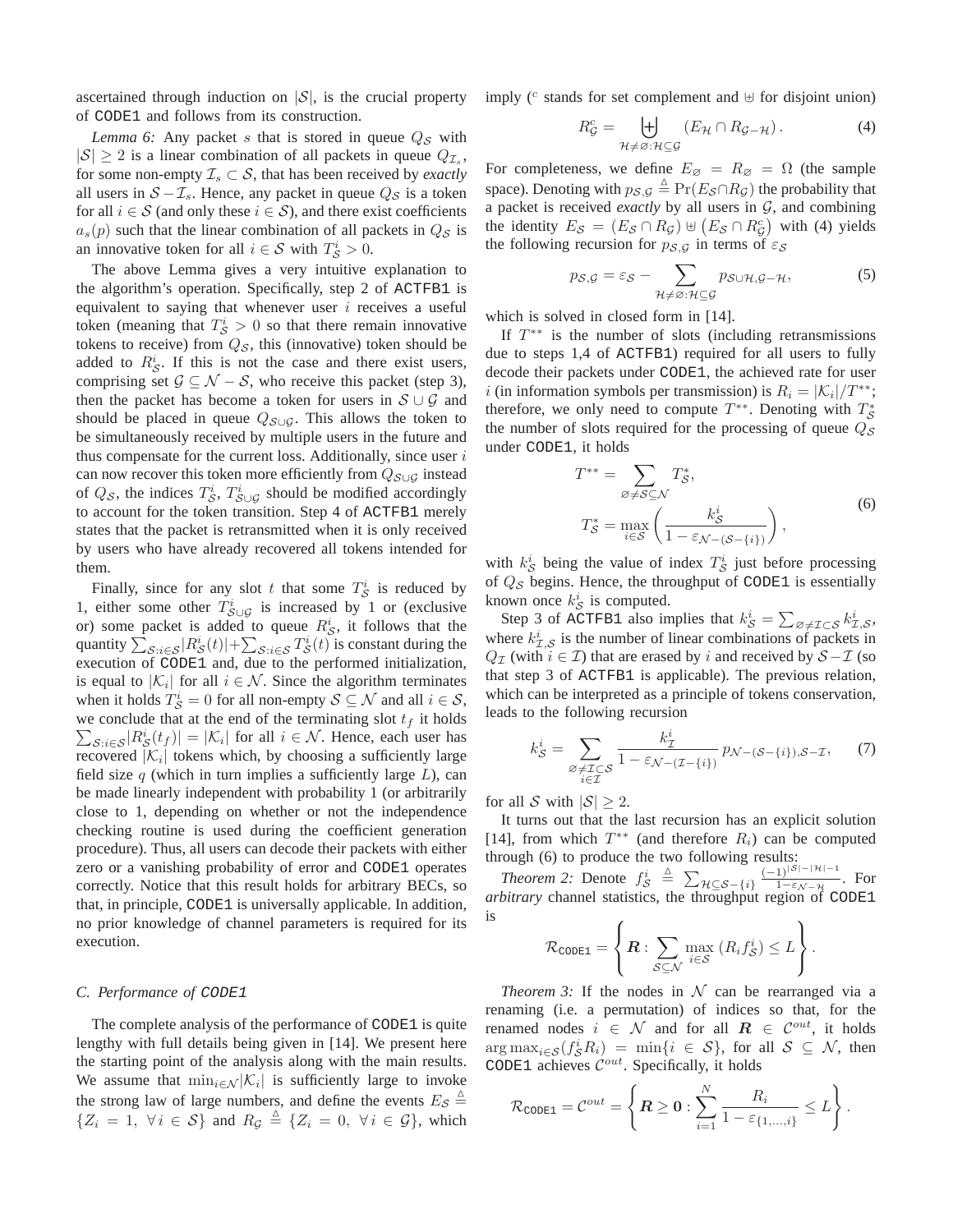ascertained through induction on $|\mathcal{S}|$, is the crucial property of CODE1 and follows from its construction.

*Lemma 6:* Any packet $s$ that is stored in queue $Q_{\mathcal{S}}$ with $|\mathcal{S}| \geq 2$ is a linear combination of all packets in queue $Q_{\mathcal{I}_s}$, for some non-empty $\mathcal{I}_s \subset \mathcal{S}$, that has been received by *exactly* all users in $\mathcal{S} - \mathcal{I}_s$. Hence, any packet in queue $Q_{\mathcal{S}}$ is a token for all $i \in \mathcal{S}$ (and only these $i \in \mathcal{S}$), and there exist coefficients $a_s(p)$ such that the linear combination of all packets in $Q_{\mathcal{S}}$ is an innovative token for all $i \in \mathcal{S}$ with $T^i_{\mathcal{S}} > 0$.

The above Lemma gives a very intuitive explanation to the algorithm's operation. Specifically, step 2 of ACTFB1 is equivalent to saying that whenever user $i$ receives a useful token (meaning that $T^i_{\mathcal{S}} > 0$ so that there remain innovative tokens to receive) from $Q_{\mathcal{S}}$, this (innovative) token should be added to $R^i_{\mathcal{S}}$. If this is not the case and there exist users, comprising set $\mathcal{G} \subseteq \mathcal{N} - \mathcal{S}$, who receive this packet (step 3), then the packet has become a token for users in $\mathcal{S} \cup \mathcal{G}$ and should be placed in queue $Q_{\mathcal{S}\cup\mathcal{G}}$. This allows the token to be simultaneously received by multiple users in the future and thus compensate for the current loss. Additionally, since user $i$ can now recover this token more efficiently from $Q_{\mathcal{S}\cup\mathcal{G}}$ instead of $Q_{\mathcal{S}}$, the indices $T^i_{\mathcal{S}}$, $T^i_{\mathcal{S}\cup\mathcal{G}}$ should be modified accordingly to account for the token transition. Step 4 of ACTFB1 merely states that the packet is retransmitted when it is only received by users who have already recovered all tokens intended for them.

Finally, since for any slot $t$ that some $T^i_{\mathcal{S}}$ is reduced by 1, either some other $T^i_{\mathcal{S}\cup\mathcal{G}}$ is increased by 1 or (exclusive or) some packet is added to queue $R^i_{\mathcal{S}}$, it follows that the quantity $\sum_{\mathcal{S}: i\in\mathcal{S}} |R^i_{\mathcal{S}}(t)| + \sum_{\mathcal{S}: i\in\mathcal{S}} T^i_{\mathcal{S}}(t)$ is constant during the execution of CODE1 and, due to the performed initialization, is equal to $|\mathcal{K}_i|$ for all $i \in \mathcal{N}$. Since the algorithm terminates when it holds $T^i_{\mathcal{S}} = 0$ for all non-empty $\mathcal{S} \subseteq \mathcal{N}$ and all $i \in \mathcal{S}$, we conclude that at the end of the terminating slot $t_f$ it holds $\sum_{\mathcal{S}: i\in\mathcal{S}} |R^i_{\mathcal{S}}(t_f)| = |\mathcal{K}_i|$ for all $i \in \mathcal{N}$. Hence, each user has recovered $|\mathcal{K}_i|$ tokens which, by choosing a sufficiently large field size $q$ (which in turn implies a sufficiently large $L$), can be made linearly independent with probability 1 (or arbitrarily close to 1, depending on whether or not the independence checking routine is used during the coefficient generation procedure). Thus, all users can decode their packets with either zero or a vanishing probability of error and CODE1 operates correctly. Notice that this result holds for arbitrary BECs, so that, in principle, CODE1 is universally applicable. In addition, no prior knowledge of channel parameters is required for its execution.

### C. Performance of CODE1

The complete analysis of the performance of CODE1 is quite lengthy with full details being given in [14]. We present here the starting point of the analysis along with the main results. We assume that $\min_{i\in\mathcal{N}} |\mathcal{K}_i|$ is sufficiently large to invoke the strong law of large numbers, and define the events $E_{\mathcal{S}} \triangleq \{Z_i = 1,\ \forall i \in \mathcal{S}\}$ and $R_{\mathcal{G}} \triangleq \{Z_i = 0,\ \forall i \in \mathcal{G}\}$, which imply ($^c$ stands for set complement and $\uplus$ for disjoint union)

$$R^c_{\mathcal{G}} = \biguplus_{\mathcal{H}\neq\varnothing:\mathcal{H}\subseteq\mathcal{G}} (E_{\mathcal{H}} \cap R_{\mathcal{G}-\mathcal{H}}). \tag{4}$$

For completeness, we define $E_{\varnothing} = R_{\varnothing} = \Omega$ (the sample space). Denoting with $p_{\mathcal{S},\mathcal{G}} \triangleq \Pr(E_{\mathcal{S}} \cap R_{\mathcal{G}})$ the probability that a packet is received *exactly* by all users in $\mathcal{G}$, and combining the identity $E_{\mathcal{S}} = (E_{\mathcal{S}} \cap R_{\mathcal{G}}) \uplus (E_{\mathcal{S}} \cap R^c_{\mathcal{G}})$ with (4) yields the following recursion for $p_{\mathcal{S},\mathcal{G}}$ in terms of $\varepsilon_{\mathcal{S}}$

$$p_{\mathcal{S},\mathcal{G}} = \varepsilon_{\mathcal{S}} - \sum_{\mathcal{H}\neq\varnothing:\mathcal{H}\subseteq\mathcal{G}} p_{\mathcal{S}\cup\mathcal{H},\mathcal{G}-\mathcal{H}}, \tag{5}$$

which is solved in closed form in [14].

If $T^{**}$ is the number of slots (including retransmissions due to steps 1,4 of ACTFB1) required for all users to fully decode their packets under CODE1, the achieved rate for user $i$ (in information symbols per transmission) is $R_i = |\mathcal{K}_i|/T^{**}$; therefore, we only need to compute $T^{**}$. Denoting with $T^*_{\mathcal{S}}$ the number of slots required for the processing of queue $Q_{\mathcal{S}}$ under CODE1, it holds

$$\begin{aligned} T^{**} &= \sum_{\varnothing\neq\mathcal{S}\subseteq\mathcal{N}} T^*_{\mathcal{S}}, \\ T^*_{\mathcal{S}} &= \max_{i\in\mathcal{S}} \left( \frac{k^i_{\mathcal{S}}}{1 - \varepsilon_{\mathcal{N}-(\mathcal{S}-\{i\})}} \right), \end{aligned} \tag{6}$$

with $k^i_{\mathcal{S}}$ being the value of index $T^i_{\mathcal{S}}$ just before processing of $Q_{\mathcal{S}}$ begins. Hence, the throughput of CODE1 is essentially known once $k^i_{\mathcal{S}}$ is computed.

Step 3 of ACTFB1 also implies that $k^i_{\mathcal{S}} = \sum_{\varnothing\neq\mathcal{I}\subset\mathcal{S}} k^i_{\mathcal{I},\mathcal{S}}$, where $k^i_{\mathcal{I},\mathcal{S}}$ is the number of linear combinations of packets in $Q_{\mathcal{I}}$ (with $i \in \mathcal{I}$) that are erased by $i$ and received by $\mathcal{S}-\mathcal{I}$ (so that step 3 of ACTFB1 is applicable). The previous relation, which can be interpreted as a principle of tokens conservation, leads to the following recursion

$$k^i_{\mathcal{S}} = \sum_{\substack{\varnothing\neq\mathcal{I}\subset\mathcal{S} \\ i\in\mathcal{I}}} \frac{k^i_{\mathcal{I}}}{1 - \varepsilon_{\mathcal{N}-(\mathcal{I}-\{i\})}}\, p_{\mathcal{N}-(\mathcal{S}-\{i\}),\mathcal{S}-\mathcal{I}}, \tag{7}$$

for all $\mathcal{S}$ with $|\mathcal{S}| \geq 2$.

It turns out that the last recursion has an explicit solution [14], from which $T^{**}$ (and therefore $R_i$) can be computed through (6) to produce the two following results:

*Theorem 2:* Denote $f^i_{\mathcal{S}} \triangleq \sum_{\mathcal{H}\subseteq\mathcal{S}-\{i\}} \frac{(-1)^{|\mathcal{S}|-|\mathcal{H}|-1}}{1-\varepsilon_{\mathcal{N}-\mathcal{H}}}$. For *arbitrary* channel statistics, the throughput region of CODE1 is

$$\mathcal{R}_{\texttt{CODE1}} = \left\{ \boldsymbol{R} : \sum_{\mathcal{S}\subseteq\mathcal{N}} \max_{i\in\mathcal{S}} (R_i f^i_{\mathcal{S}}) \leq L \right\}.$$

*Theorem 3:* If the nodes in $\mathcal{N}$ can be rearranged via a renaming (i.e. a permutation) of indices so that, for the renamed nodes $i \in \mathcal{N}$ and for all $\boldsymbol{R} \in \mathcal{C}^{out}$, it holds $\arg\max_{i\in\mathcal{S}}(f^i_{\mathcal{S}} R_i) = \min\{i \in \mathcal{S}\}$, for all $\mathcal{S} \subseteq \mathcal{N}$, then CODE1 achieves $\mathcal{C}^{out}$. Specifically, it holds

$$\mathcal{R}_{\texttt{CODE1}} = \mathcal{C}^{out} = \left\{ \boldsymbol{R} \geq \boldsymbol{0} : \sum_{i=1}^{N} \frac{R_i}{1 - \varepsilon_{\{1,\ldots,i\}}} \leq L \right\}.$$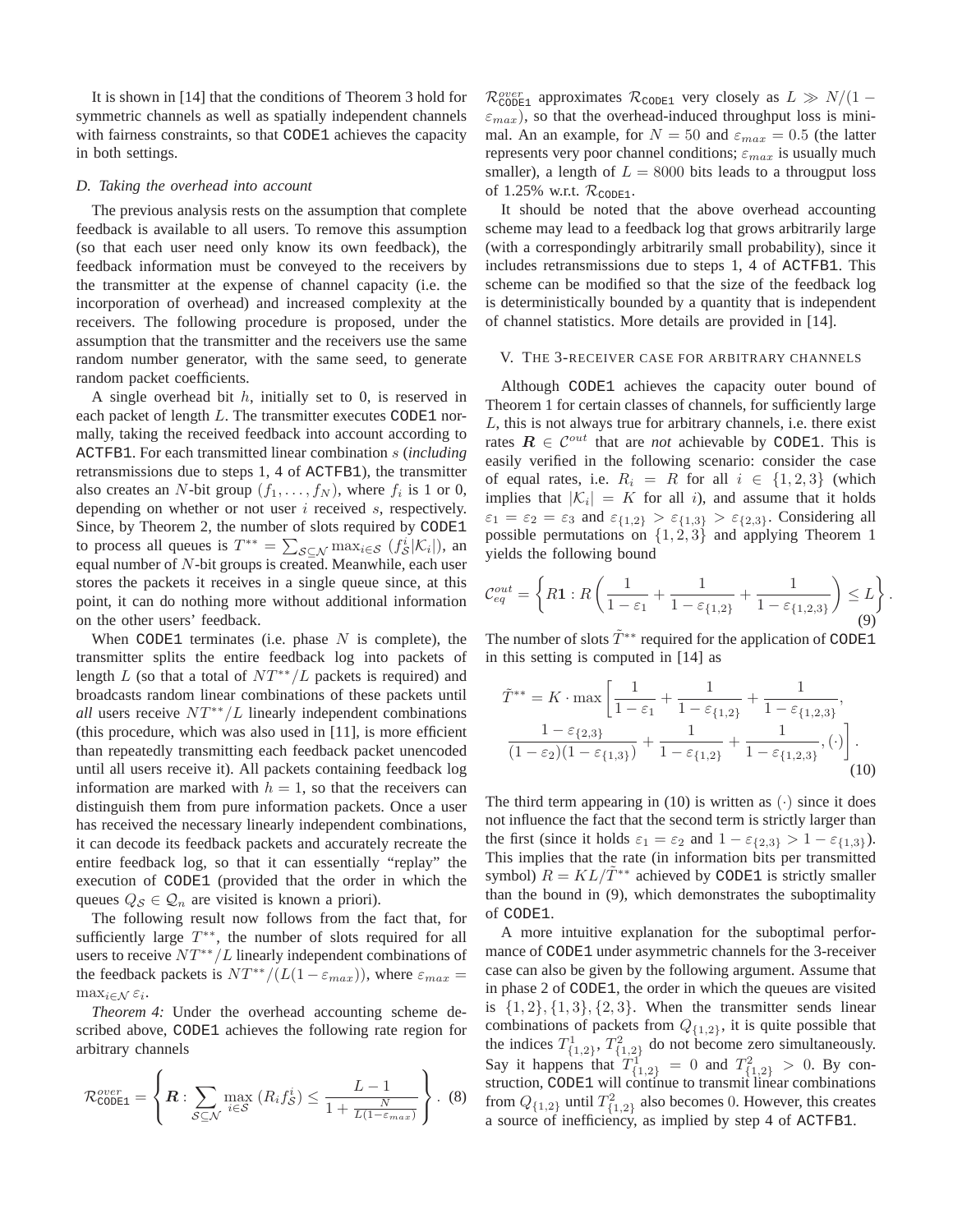It is shown in [14] that the conditions of Theorem 3 hold for symmetric channels as well as spatially independent channels with fairness constraints, so that CODE1 achieves the capacity in both settings.

### D. Taking the overhead into account

The previous analysis rests on the assumption that complete feedback is available to all users. To remove this assumption (so that each user need only know its own feedback), the feedback information must be conveyed to the receivers by the transmitter at the expense of channel capacity (i.e. the incorporation of overhead) and increased complexity at the receivers. The following procedure is proposed, under the assumption that the transmitter and the receivers use the same random number generator, with the same seed, to generate random packet coefficients.

A single overhead bit $h$, initially set to 0, is reserved in each packet of length $L$. The transmitter executes CODE1 normally, taking the received feedback into account according to ACTFB1. For each transmitted linear combination $s$ (*including* retransmissions due to steps 1, 4 of ACTFB1), the transmitter also creates an $N$-bit group $(f_1, \ldots, f_N)$, where $f_i$ is 1 or 0, depending on whether or not user $i$ received $s$, respectively. Since, by Theorem 2, the number of slots required by CODE1 to process all queues is $T^{**} = \sum_{\mathcal{S} \subseteq \mathcal{N}} \max_{i \in \mathcal{S}} \left(f^i_{\mathcal{S}} |\mathcal{K}_i|\right)$, an equal number of $N$-bit groups is created. Meanwhile, each user stores the packets it receives in a single queue since, at this point, it can do nothing more without additional information on the other users' feedback.

When CODE1 terminates (i.e. phase $N$ is complete), the transmitter splits the entire feedback log into packets of length $L$ (so that a total of $NT^{**}/L$ packets is required) and broadcasts random linear combinations of these packets until *all* users receive $NT^{**}/L$ linearly independent combinations (this procedure, which was also used in [11], is more efficient than repeatedly transmitting each feedback packet unencoded until all users receive it). All packets containing feedback log information are marked with $h = 1$, so that the receivers can distinguish them from pure information packets. Once a user has received the necessary linearly independent combinations, it can decode its feedback packets and accurately recreate the entire feedback log, so that it can essentially "replay" the execution of CODE1 (provided that the order in which the queues $Q_{\mathcal{S}} \in \mathcal{Q}_n$ are visited is known a priori).

The following result now follows from the fact that, for sufficiently large $T^{**}$, the number of slots required for all users to receive $NT^{**}/L$ linearly independent combinations of the feedback packets is $NT^{**}/(L(1-\varepsilon_{max}))$, where $\varepsilon_{max} = \max_{i \in \mathcal{N}} \varepsilon_i$.

*Theorem 4:* Under the overhead accounting scheme described above, CODE1 achieves the following rate region for arbitrary channels

$$\mathcal{R}^{over}_{\texttt{CODE1}} = \left\{ \boldsymbol{R} : \sum_{\mathcal{S} \subseteq \mathcal{N}} \max_{i \in \mathcal{S}} \left(R_i f^i_{\mathcal{S}}\right) \leq \frac{L-1}{1 + \frac{N}{L(1-\varepsilon_{max})}} \right\}. \quad (8)$$

$\mathcal{R}^{over}_{\texttt{CODE1}}$ approximates $\mathcal{R}_{\texttt{CODE1}}$ very closely as $L \gg N/(1-\varepsilon_{max})$, so that the overhead-induced throughput loss is minimal. An an example, for $N = 50$ and $\varepsilon_{max} = 0.5$ (the latter represents very poor channel conditions; $\varepsilon_{max}$ is usually much smaller), a length of $L = 8000$ bits leads to a througput loss of 1.25% w.r.t. $\mathcal{R}_{\texttt{CODE1}}$.

It should be noted that the above overhead accounting scheme may lead to a feedback log that grows arbitrarily large (with a correspondingly arbitrarily small probability), since it includes retransmissions due to steps 1, 4 of ACTFB1. This scheme can be modified so that the size of the feedback log is deterministically bounded by a quantity that is independent of channel statistics. More details are provided in [14].

## V. The 3-receiver case for arbitrary channels

Although CODE1 achieves the capacity outer bound of Theorem 1 for certain classes of channels, for sufficiently large $L$, this is not always true for arbitrary channels, i.e. there exist rates $\boldsymbol{R} \in \mathcal{C}^{out}$ that are *not* achievable by CODE1. This is easily verified in the following scenario: consider the case of equal rates, i.e. $R_i = R$ for all $i \in \{1, 2, 3\}$ (which implies that $|\mathcal{K}_i| = K$ for all $i$), and assume that it holds $\varepsilon_1 = \varepsilon_2 = \varepsilon_3$ and $\varepsilon_{\{1,2\}} > \varepsilon_{\{1,3\}} > \varepsilon_{\{2,3\}}$. Considering all possible permutations on $\{1, 2, 3\}$ and applying Theorem 1 yields the following bound

$$\mathcal{C}^{out}_{eq} = \left\{ R\mathbf{1} : R\left(\frac{1}{1-\varepsilon_1} + \frac{1}{1-\varepsilon_{\{1,2\}}} + \frac{1}{1-\varepsilon_{\{1,2,3\}}}\right) \leq L \right\}. \quad (9)$$

The number of slots $\tilde{T}^{**}$ required for the application of CODE1 in this setting is computed in [14] as

$$\tilde{T}^{**} = K \cdot \max\left[\frac{1}{1-\varepsilon_1} + \frac{1}{1-\varepsilon_{\{1,2\}}} + \frac{1}{1-\varepsilon_{\{1,2,3\}}}, \frac{1-\varepsilon_{\{2,3\}}}{(1-\varepsilon_2)(1-\varepsilon_{\{1,3\}})} + \frac{1}{1-\varepsilon_{\{1,2\}}} + \frac{1}{1-\varepsilon_{\{1,2,3\}}}, (\cdot)\right]. \quad (10)$$

The third term appearing in (10) is written as $(\cdot)$ since it does not influence the fact that the second term is strictly larger than the first (since it holds $\varepsilon_1 = \varepsilon_2$ and $1-\varepsilon_{\{2,3\}} > 1-\varepsilon_{\{1,3\}}$). This implies that the rate (in information bits per transmitted symbol) $R = KL/\tilde{T}^{**}$ achieved by CODE1 is strictly smaller than the bound in (9), which demonstrates the suboptimality of CODE1.

A more intuitive explanation for the suboptimal performance of CODE1 under asymmetric channels for the 3-receiver case can also be given by the following argument. Assume that in phase 2 of CODE1, the order in which the queues are visited is $\{1, 2\}, \{1, 3\}, \{2, 3\}$. When the transmitter sends linear combinations of packets from $Q_{\{1,2\}}$, it is quite possible that the indices $T^1_{\{1,2\}}$, $T^2_{\{1,2\}}$ do not become zero simultaneously. Say it happens that $T^1_{\{1,2\}} = 0$ and $T^2_{\{1,2\}} > 0$. By construction, CODE1 will continue to transmit linear combinations from $Q_{\{1,2\}}$ until $T^2_{\{1,2\}}$ also becomes 0. However, this creates a source of inefficiency, as implied by step 4 of ACTFB1.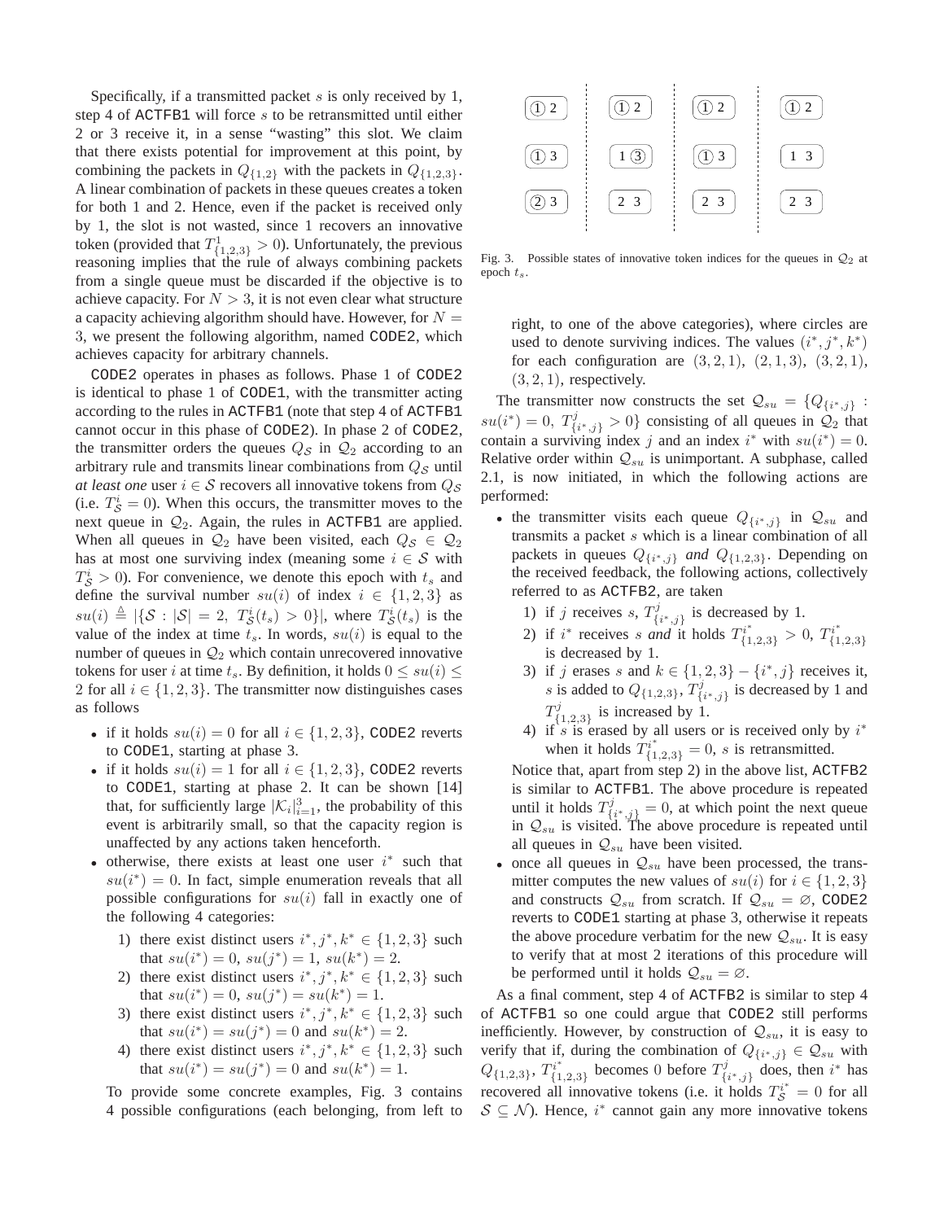Specifically, if a transmitted packet $s$ is only received by 1, step 4 of ACTFB1 will force $s$ to be retransmitted until either 2 or 3 receive it, in a sense "wasting" this slot. We claim that there exists potential for improvement at this point, by combining the packets in $Q_{\{1,2\}}$ with the packets in $Q_{\{1,2,3\}}$. A linear combination of packets in these queues creates a token for both 1 and 2. Hence, even if the packet is received only by 1, the slot is not wasted, since 1 recovers an innovative token (provided that $T^1_{\{1,2,3\}} > 0$). Unfortunately, the previous reasoning implies that the rule of always combining packets from a single queue must be discarded if the objective is to achieve capacity. For $N > 3$, it is not even clear what structure a capacity achieving algorithm should have. However, for $N = 3$, we present the following algorithm, named CODE2, which achieves capacity for arbitrary channels.

CODE2 operates in phases as follows. Phase 1 of CODE2 is identical to phase 1 of CODE1, with the transmitter acting according to the rules in ACTFB1 (note that step 4 of ACTFB1 cannot occur in this phase of CODE2). In phase 2 of CODE2, the transmitter orders the queues $Q_{\mathcal{S}}$ in $\mathcal{Q}_2$ according to an arbitrary rule and transmits linear combinations from $Q_{\mathcal{S}}$ until *at least one* user $i \in \mathcal{S}$ recovers all innovative tokens from $Q_{\mathcal{S}}$ (i.e. $T^i_{\mathcal{S}} = 0$). When this occurs, the transmitter moves to the next queue in $\mathcal{Q}_2$. Again, the rules in ACTFB1 are applied. When all queues in $\mathcal{Q}_2$ have been visited, each $Q_{\mathcal{S}} \in \mathcal{Q}_2$ has at most one surviving index (meaning some $i \in \mathcal{S}$ with $T^i_{\mathcal{S}} > 0$). For convenience, we denote this epoch with $t_s$ and define the survival number $su(i)$ of index $i \in \{1, 2, 3\}$ as $su(i) \triangleq |\{\mathcal{S} : |\mathcal{S}| = 2,\ T^i_{\mathcal{S}}(t_s) > 0\}|$, where $T^i_{\mathcal{S}}(t_s)$ is the value of the index at time $t_s$. In words, $su(i)$ is equal to the number of queues in $\mathcal{Q}_2$ which contain unrecovered innovative tokens for user $i$ at time $t_s$. By definition, it holds $0 \leq su(i) \leq 2$ for all $i \in \{1, 2, 3\}$. The transmitter now distinguishes cases as follows

- if it holds $su(i) = 0$ for all $i \in \{1, 2, 3\}$, CODE2 reverts to CODE1, starting at phase 3.
- if it holds $su(i) = 1$ for all $i \in \{1, 2, 3\}$, CODE2 reverts to CODE1, starting at phase 2. It can be shown [14] that, for sufficiently large $|\mathcal{K}_i|_{i=1}^3$, the probability of this event is arbitrarily small, so that the capacity region is unaffected by any actions taken henceforth.
- otherwise, there exists at least one user $i^*$ such that $su(i^*) = 0$. In fact, simple enumeration reveals that all possible configurations for $su(i)$ fall in exactly one of the following 4 categories:
  1) there exist distinct users $i^*, j^*, k^* \in \{1, 2, 3\}$ such that $su(i^*) = 0$, $su(j^*) = 1$, $su(k^*) = 2$.
  2) there exist distinct users $i^*, j^*, k^* \in \{1, 2, 3\}$ such that $su(i^*) = 0$, $su(j^*) = su(k^*) = 1$.
  3) there exist distinct users $i^*, j^*, k^* \in \{1, 2, 3\}$ such that $su(i^*) = su(j^*) = 0$ and $su(k^*) = 2$.
  4) there exist distinct users $i^*, j^*, k^* \in \{1, 2, 3\}$ such that $su(i^*) = su(j^*) = 0$ and $su(k^*) = 1$.

  To provide some concrete examples, Fig. 3 contains 4 possible configurations (each belonging, from left to right, to one of the above categories), where circles are used to denote surviving indices. The values $(i^*, j^*, k^*)$ for each configuration are $(3, 2, 1)$, $(2, 1, 3)$, $(3, 2, 1)$, $(3, 2, 1)$, respectively.

| | | | |
|---|---|---|---|
| ① 2 | ① 2 | ① 2 | ① 2 |
| ① 3 | 1 ③ | ① 3 | 1 3 |
| ② 3 | 2 3 | 2 3 | 2 3 |

Fig. 3. Possible states of innovative token indices for the queues in $\mathcal{Q}_2$ at epoch $t_s$.

The transmitter now constructs the set $\mathcal{Q}_{su} = \{Q_{\{i^*,j\}} : su(i^*) = 0,\ T^j_{\{i^*,j\}} > 0\}$ consisting of all queues in $\mathcal{Q}_2$ that contain a surviving index $j$ and an index $i^*$ with $su(i^*) = 0$. Relative order within $\mathcal{Q}_{su}$ is unimportant. A subphase, called 2.1, is now initiated, in which the following actions are performed:

- the transmitter visits each queue $Q_{\{i^*,j\}}$ in $\mathcal{Q}_{su}$ and transmits a packet $s$ which is a linear combination of all packets in queues $Q_{\{i^*,j\}}$ *and* $Q_{\{1,2,3\}}$. Depending on the received feedback, the following actions, collectively referred to as ACTFB2, are taken
  1) if $j$ receives $s$, $T^j_{\{i^*,j\}}$ is decreased by 1.
  2) if $i^*$ receives $s$ *and* it holds $T^{i^*}_{\{1,2,3\}} > 0$, $T^{i^*}_{\{1,2,3\}}$ is decreased by 1.
  3) if $j$ erases $s$ and $k \in \{1, 2, 3\} - \{i^*, j\}$ receives it, $s$ is added to $Q_{\{1,2,3\}}$, $T^j_{\{i^*,j\}}$ is decreased by 1 and $T^j_{\{1,2,3\}}$ is increased by 1.
  4) if $s$ is erased by all users or is received only by $i^*$ when it holds $T^{i^*}_{\{1,2,3\}} = 0$, $s$ is retransmitted.

  Notice that, apart from step 2) in the above list, ACTFB2 is similar to ACTFB1. The above procedure is repeated until it holds $T^j_{\{i^*,j\}} = 0$, at which point the next queue in $\mathcal{Q}_{su}$ is visited. The above procedure is repeated until all queues in $\mathcal{Q}_{su}$ have been visited.
- once all queues in $\mathcal{Q}_{su}$ have been processed, the transmitter computes the new values of $su(i)$ for $i \in \{1, 2, 3\}$ and constructs $\mathcal{Q}_{su}$ from scratch. If $\mathcal{Q}_{su} = \varnothing$, CODE2 reverts to CODE1 starting at phase 3, otherwise it repeats the above procedure verbatim for the new $\mathcal{Q}_{su}$. It is easy to verify that at most 2 iterations of this procedure will be performed until it holds $\mathcal{Q}_{su} = \varnothing$.

As a final comment, step 4 of ACTFB2 is similar to step 4 of ACTFB1 so one could argue that CODE2 still performs inefficiently. However, by construction of $\mathcal{Q}_{su}$, it is easy to verify that if, during the combination of $Q_{\{i^*,j\}} \in \mathcal{Q}_{su}$ with $Q_{\{1,2,3\}}$, $T^{i^*}_{\{1,2,3\}}$ becomes 0 before $T^j_{\{i^*,j\}}$ does, then $i^*$ has recovered all innovative tokens (i.e. it holds $T^{i^*}_{\mathcal{S}} = 0$ for all $\mathcal{S} \subseteq \mathcal{N}$). Hence, $i^*$ cannot gain any more innovative tokens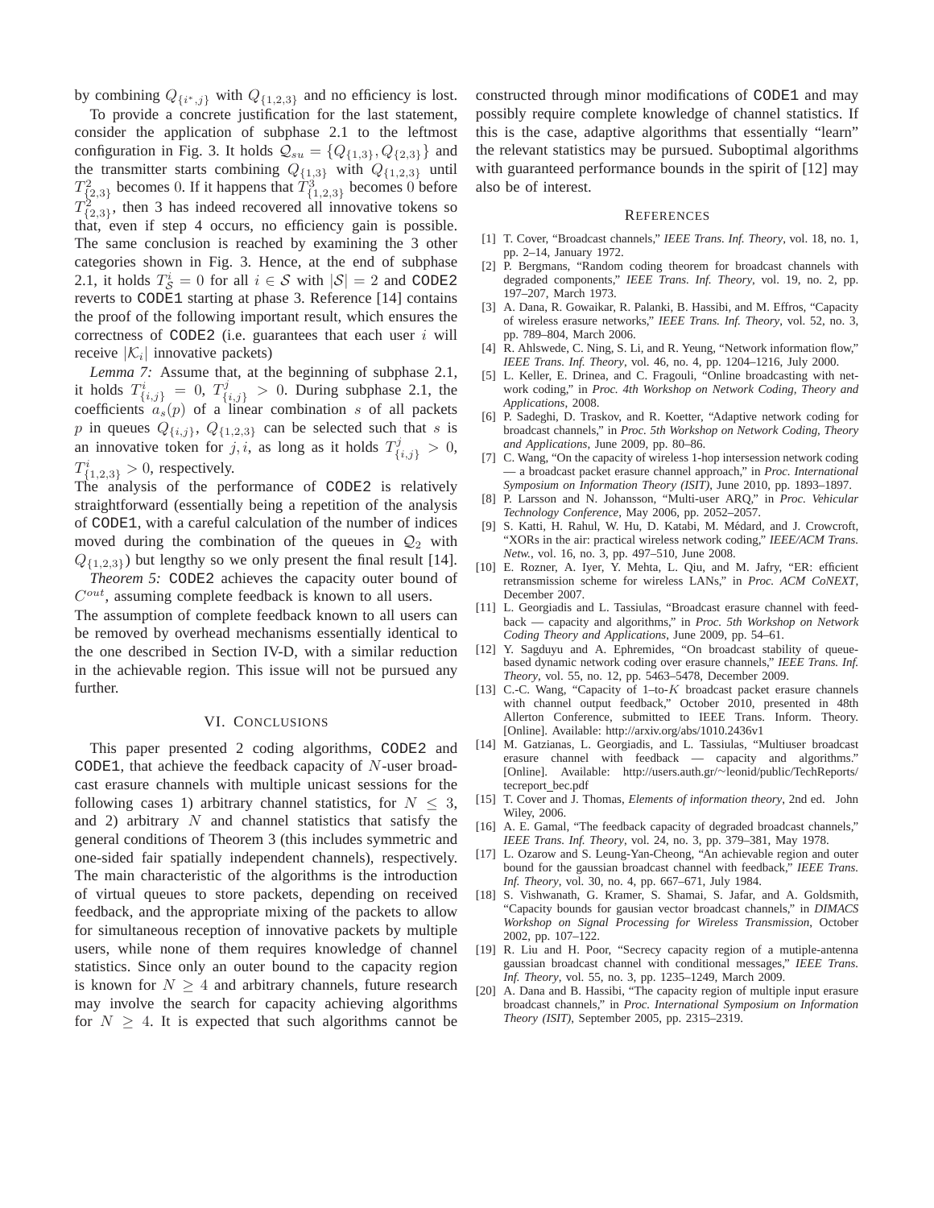by combining $Q_{\{i^*,j\}}$ with $Q_{\{1,2,3\}}$ and no efficiency is lost.

To provide a concrete justification for the last statement, consider the application of subphase 2.1 to the leftmost configuration in Fig. 3. It holds $\mathcal{Q}_{su} = \{Q_{\{1,3\}}, Q_{\{2,3\}}\}$ and the transmitter starts combining $Q_{\{1,3\}}$ with $Q_{\{1,2,3\}}$ until $T^2_{\{2,3\}}$ becomes 0. If it happens that $T^3_{\{1,2,3\}}$ becomes 0 before $T^2_{\{2,3\}}$, then 3 has indeed recovered all innovative tokens so that, even if step 4 occurs, no efficiency gain is possible. The same conclusion is reached by examining the 3 other categories shown in Fig. 3. Hence, at the end of subphase 2.1, it holds $T^i_{\mathcal{S}} = 0$ for all $i \in \mathcal{S}$ with $|\mathcal{S}| = 2$ and CODE2 reverts to CODE1 starting at phase 3. Reference [14] contains the proof of the following important result, which ensures the correctness of CODE2 (i.e. guarantees that each user $i$ will receive $|\mathcal{K}_i|$ innovative packets)

*Lemma 7:* Assume that, at the beginning of subphase 2.1, it holds $T^i_{\{i,j\}} = 0$, $T^j_{\{i,j\}} > 0$. During subphase 2.1, the coefficients $a_s(p)$ of a linear combination $s$ of all packets $p$ in queues $Q_{\{i,j\}}$, $Q_{\{1,2,3\}}$ can be selected such that $s$ is an innovative token for $j, i$, as long as it holds $T^j_{\{i,j\}} > 0$, $T^i_{\{1,2,3\}} > 0$, respectively.

The analysis of the performance of CODE2 is relatively straightforward (essentially being a repetition of the analysis of CODE1, with a careful calculation of the number of indices moved during the combination of the queues in $\mathcal{Q}_2$ with $Q_{\{1,2,3\}}$) but lengthy so we only present the final result [14].

*Theorem 5:* CODE2 achieves the capacity outer bound of $C^{out}$, assuming complete feedback is known to all users.

The assumption of complete feedback known to all users can be removed by overhead mechanisms essentially identical to the one described in Section IV-D, with a similar reduction in the achievable region. This issue will not be pursued any further.

## VI. Conclusions

This paper presented 2 coding algorithms, CODE2 and CODE1, that achieve the feedback capacity of $N$-user broadcast erasure channels with multiple unicast sessions for the following cases 1) arbitrary channel statistics, for $N \leq 3$, and 2) arbitrary $N$ and channel statistics that satisfy the general conditions of Theorem 3 (this includes symmetric and one-sided fair spatially independent channels), respectively. The main characteristic of the algorithms is the introduction of virtual queues to store packets, depending on received feedback, and the appropriate mixing of the packets to allow for simultaneous reception of innovative packets by multiple users, while none of them requires knowledge of channel statistics. Since only an outer bound to the capacity region is known for $N \geq 4$ and arbitrary channels, future research may involve the search for capacity achieving algorithms for $N \geq 4$. It is expected that such algorithms cannot be constructed through minor modifications of CODE1 and may possibly require complete knowledge of channel statistics. If this is the case, adaptive algorithms that essentially "learn" the relevant statistics may be pursued. Suboptimal algorithms with guaranteed performance bounds in the spirit of [12] may also be of interest.

## References

[1] T. Cover, "Broadcast channels," *IEEE Trans. Inf. Theory*, vol. 18, no. 1, pp. 2–14, January 1972.

[2] P. Bergmans, "Random coding theorem for broadcast channels with degraded components," *IEEE Trans. Inf. Theory*, vol. 19, no. 2, pp. 197–207, March 1973.

[3] A. Dana, R. Gowaikar, R. Palanki, B. Hassibi, and M. Effros, "Capacity of wireless erasure networks," *IEEE Trans. Inf. Theory*, vol. 52, no. 3, pp. 789–804, March 2006.

[4] R. Ahlswede, C. Ning, S. Li, and R. Yeung, "Network information flow," *IEEE Trans. Inf. Theory*, vol. 46, no. 4, pp. 1204–1216, July 2000.

[5] L. Keller, E. Drinea, and C. Fragouli, "Online broadcasting with network coding," in *Proc. 4th Workshop on Network Coding, Theory and Applications*, 2008.

[6] P. Sadeghi, D. Traskov, and R. Koetter, "Adaptive network coding for broadcast channels," in *Proc. 5th Workshop on Network Coding, Theory and Applications*, June 2009, pp. 80–86.

[7] C. Wang, "On the capacity of wireless 1-hop intersession network coding — a broadcast packet erasure channel approach," in *Proc. International Symposium on Information Theory (ISIT)*, June 2010, pp. 1893–1897.

[8] P. Larsson and N. Johansson, "Multi-user ARQ," in *Proc. Vehicular Technology Conference*, May 2006, pp. 2052–2057.

[9] S. Katti, H. Rahul, W. Hu, D. Katabi, M. Médard, and J. Crowcroft, "XORs in the air: practical wireless network coding," *IEEE/ACM Trans. Netw.*, vol. 16, no. 3, pp. 497–510, June 2008.

[10] E. Rozner, A. Iyer, Y. Mehta, L. Qiu, and M. Jafry, "ER: efficient retransmission scheme for wireless LANs," in *Proc. ACM CoNEXT*, December 2007.

[11] L. Georgiadis and L. Tassiulas, "Broadcast erasure channel with feedback — capacity and algorithms," in *Proc. 5th Workshop on Network Coding Theory and Applications*, June 2009, pp. 54–61.

[12] Y. Sagduyu and A. Ephremides, "On broadcast stability of queue-based dynamic network coding over erasure channels," *IEEE Trans. Inf. Theory*, vol. 55, no. 12, pp. 5463–5478, December 2009.

[13] C.-C. Wang, "Capacity of 1–to-$K$ broadcast packet erasure channels with channel output feedback," October 2010, presented in 48th Allerton Conference, submitted to IEEE Trans. Inform. Theory. [Online]. Available: http://arxiv.org/abs/1010.2436v1

[14] M. Gatzianas, L. Georgiadis, and L. Tassiulas, "Multiuser broadcast erasure channel with feedback — capacity and algorithms." [Online]. Available: http://users.auth.gr/~leonid/public/TechReports/tecreport_bec.pdf

[15] T. Cover and J. Thomas, *Elements of information theory*, 2nd ed. John Wiley, 2006.

[16] A. E. Gamal, "The feedback capacity of degraded broadcast channels," *IEEE Trans. Inf. Theory*, vol. 24, no. 3, pp. 379–381, May 1978.

[17] L. Ozarow and S. Leung-Yan-Cheong, "An achievable region and outer bound for the gaussian broadcast channel with feedback," *IEEE Trans. Inf. Theory*, vol. 30, no. 4, pp. 667–671, July 1984.

[18] S. Vishwanath, G. Kramer, S. Shamai, S. Jafar, and A. Goldsmith, "Capacity bounds for gausian vector broadcast channels," in *DIMACS Workshop on Signal Processing for Wireless Transmission*, October 2002, pp. 107–122.

[19] R. Liu and H. Poor, "Secrecy capacity region of a mutiple-antenna gaussian broadcast channel with conditional messages," *IEEE Trans. Inf. Theory*, vol. 55, no. 3, pp. 1235–1249, March 2009.

[20] A. Dana and B. Hassibi, "The capacity region of multiple input erasure broadcast channels," in *Proc. International Symposium on Information Theory (ISIT)*, September 2005, pp. 2315–2319.